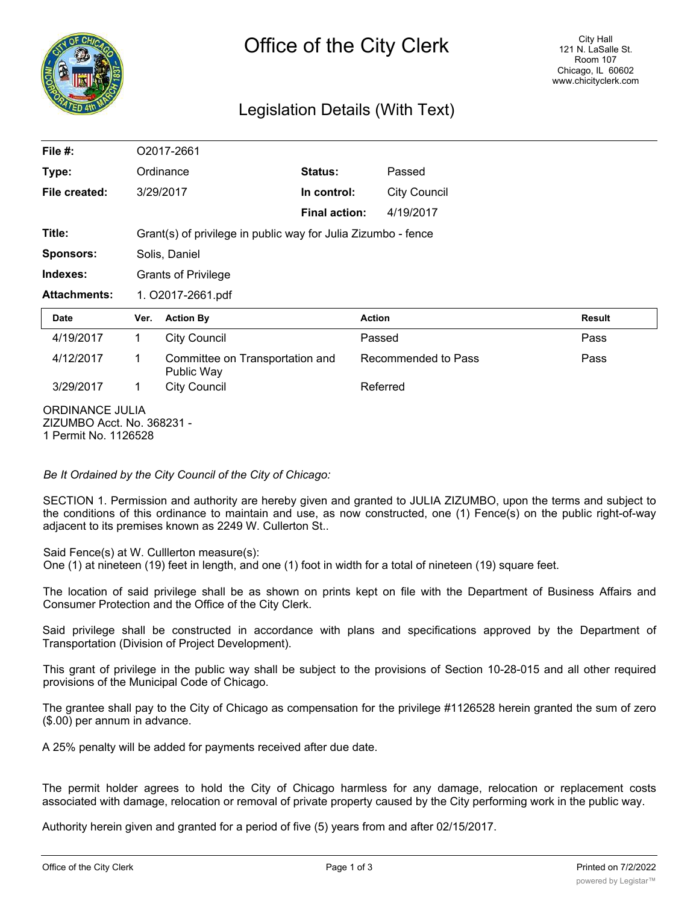# Office of the City Clerk

City Hall
121 N. LaSalle St.
Room 107
Chicago, IL 60602
www.chicityclerk.com

## Legislation Details (With Text)

| | | | |
|---|---|---|---|
| **File #:** | O2017-2661 | | |
| **Type:** | Ordinance | **Status:** | Passed |
| **File created:** | 3/29/2017 | **In control:** | City Council |
| | | **Final action:** | 4/19/2017 |
| **Title:** | Grant(s) of privilege in public way for Julia Zizumbo - fence | | |
| **Sponsors:** | Solis, Daniel | | |
| **Indexes:** | Grants of Privilege | | |
| **Attachments:** | 1. O2017-2661.pdf | | |

| Date | Ver. | Action By | Action | Result |
|---|---|---|---|---|
| 4/19/2017 | 1 | City Council | Passed | Pass |
| 4/12/2017 | 1 | Committee on Transportation and Public Way | Recommended to Pass | Pass |
| 3/29/2017 | 1 | City Council | Referred | |

ORDINANCE JULIA
ZIZUMBO Acct. No. 368231 -
1 Permit No. 1126528

*Be It Ordained by the City Council of the City of Chicago:*

SECTION 1. Permission and authority are hereby given and granted to JULIA ZIZUMBO, upon the terms and subject to the conditions of this ordinance to maintain and use, as now constructed, one (1) Fence(s) on the public right-of-way adjacent to its premises known as 2249 W. Cullerton St..

Said Fence(s) at W. Culllerton measure(s):
One (1) at nineteen (19) feet in length, and one (1) foot in width for a total of nineteen (19) square feet.

The location of said privilege shall be as shown on prints kept on file with the Department of Business Affairs and Consumer Protection and the Office of the City Clerk.

Said privilege shall be constructed in accordance with plans and specifications approved by the Department of Transportation (Division of Project Development).

This grant of privilege in the public way shall be subject to the provisions of Section 10-28-015 and all other required provisions of the Municipal Code of Chicago.

The grantee shall pay to the City of Chicago as compensation for the privilege #1126528 herein granted the sum of zero ($.00) per annum in advance.

A 25% penalty will be added for payments received after due date.

The permit holder agrees to hold the City of Chicago harmless for any damage, relocation or replacement costs associated with damage, relocation or removal of private property caused by the City performing work in the public way.

Authority herein given and granted for a period of five (5) years from and after 02/15/2017.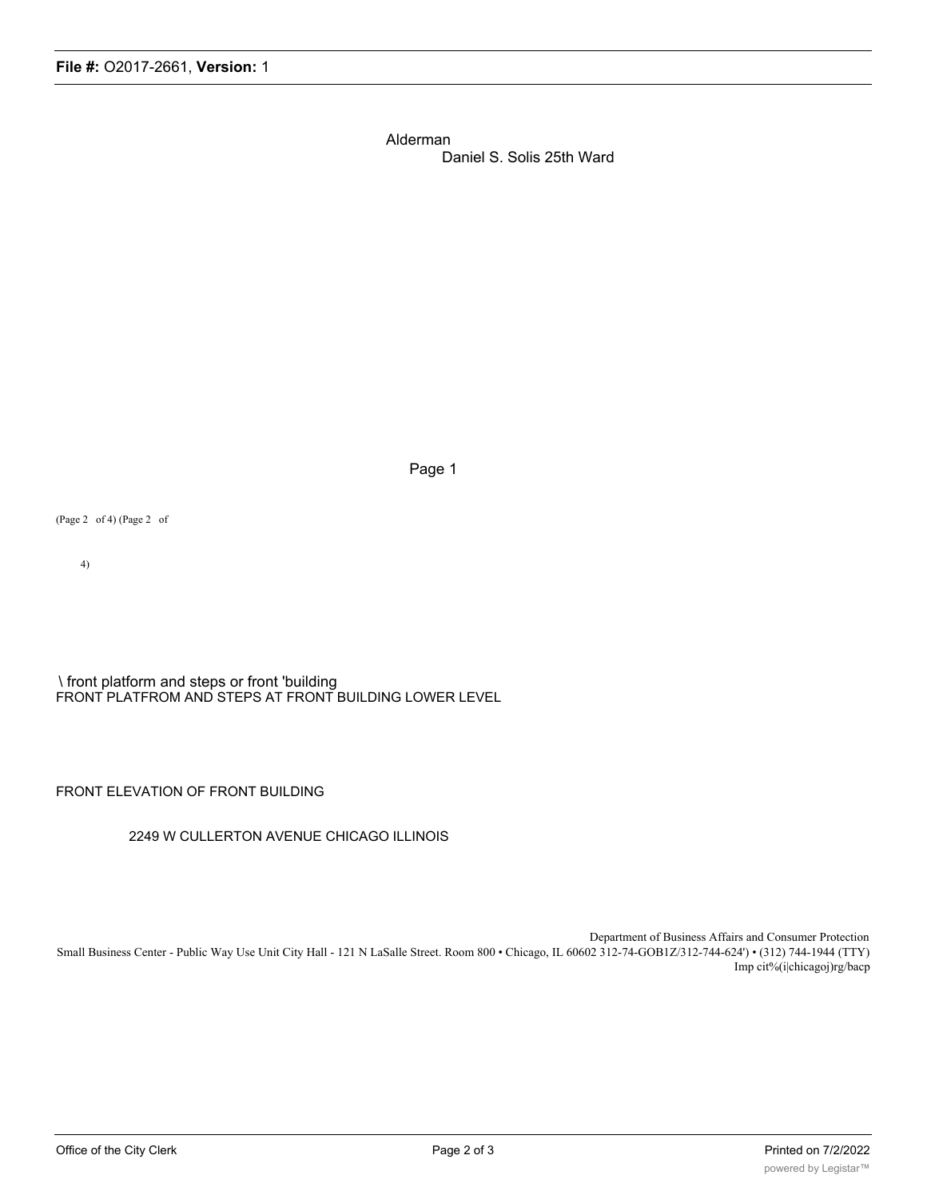Alderman
Daniel S. Solis 25th Ward

Page 1

(Page 2 of 4) (Page 2 of

4)

\ front platform and steps or front 'building
FRONT PLATFROM AND STEPS AT FRONT BUILDING LOWER LEVEL

FRONT ELEVATION OF FRONT BUILDING

2249 W CULLERTON AVENUE CHICAGO ILLINOIS

Department of Business Affairs and Consumer Protection
Small Business Center - Public Way Use Unit City Hall - 121 N LaSalle Street. Room 800 • Chicago, IL 60602 312-74-GOB1Z/312-744-624') • (312) 744-1944 (TTY)
Imp cit%(i|chicagoj)rg/bacp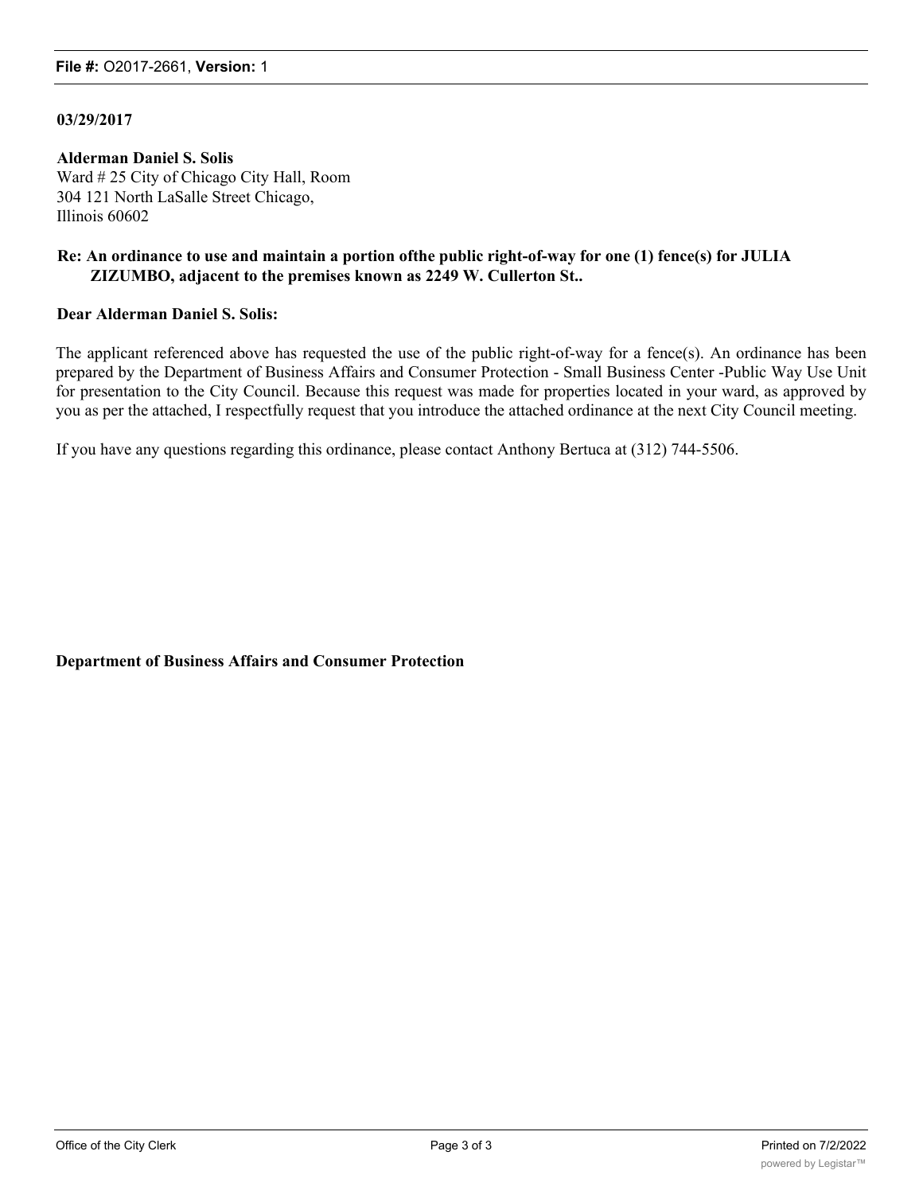**03/29/2017**

**Alderman Daniel S. Solis**
Ward # 25 City of Chicago City Hall, Room
304 121 North LaSalle Street Chicago,
Illinois 60602

**Re: An ordinance to use and maintain a portion ofthe public right-of-way for one (1) fence(s) for JULIA ZIZUMBO, adjacent to the premises known as 2249 W. Cullerton St..**

**Dear Alderman Daniel S. Solis:**

The applicant referenced above has requested the use of the public right-of-way for a fence(s). An ordinance has been prepared by the Department of Business Affairs and Consumer Protection - Small Business Center -Public Way Use Unit for presentation to the City Council. Because this request was made for properties located in your ward, as approved by you as per the attached, I respectfully request that you introduce the attached ordinance at the next City Council meeting.

If you have any questions regarding this ordinance, please contact Anthony Bertuca at (312) 744-5506.

**Department of Business Affairs and Consumer Protection**